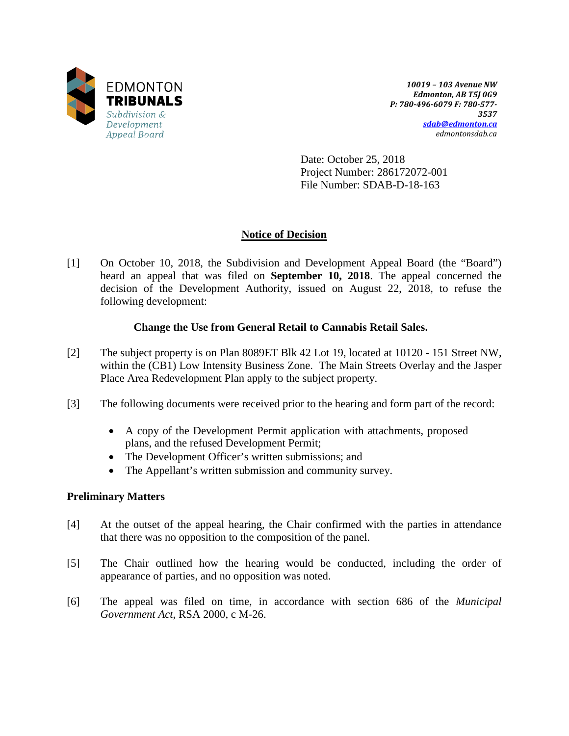EDMONTON
**TRIBUNALS**
*Subdivision & Development Appeal Board*

*10019 – 103 Avenue NW*
*Edmonton, AB T5J 0G9*
*P: 780-496-6079 F: 780-577-3537*
*sdab@edmonton.ca*
*edmontonsdab.ca*

Date: October 25, 2018
Project Number: 286172072-001
File Number: SDAB-D-18-163

## Notice of Decision

[1] On October 10, 2018, the Subdivision and Development Appeal Board (the "Board") heard an appeal that was filed on **September 10, 2018**. The appeal concerned the decision of the Development Authority, issued on August 22, 2018, to refuse the following development:

**Change the Use from General Retail to Cannabis Retail Sales.**

[2] The subject property is on Plan 8089ET Blk 42 Lot 19, located at 10120 - 151 Street NW, within the (CB1) Low Intensity Business Zone. The Main Streets Overlay and the Jasper Place Area Redevelopment Plan apply to the subject property.

[3] The following documents were received prior to the hearing and form part of the record:

- A copy of the Development Permit application with attachments, proposed plans, and the refused Development Permit;
- The Development Officer's written submissions; and
- The Appellant's written submission and community survey.

### Preliminary Matters

[4] At the outset of the appeal hearing, the Chair confirmed with the parties in attendance that there was no opposition to the composition of the panel.

[5] The Chair outlined how the hearing would be conducted, including the order of appearance of parties, and no opposition was noted.

[6] The appeal was filed on time, in accordance with section 686 of the *Municipal Government Act*, RSA 2000, c M-26.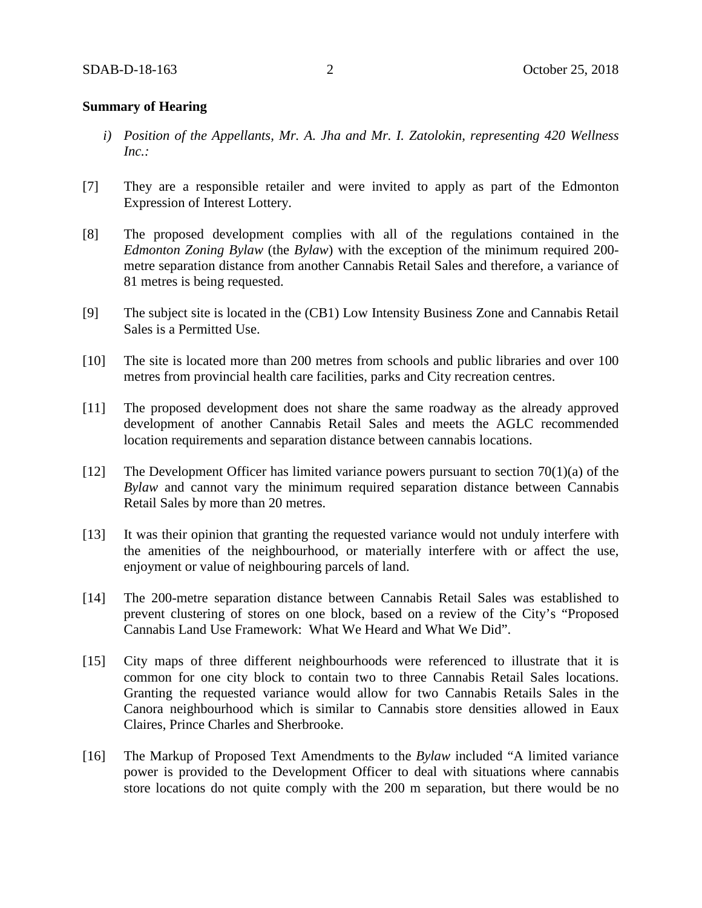**Summary of Hearing**

*i) Position of the Appellants, Mr. A. Jha and Mr. I. Zatolokin, representing 420 Wellness Inc.:*

[7] They are a responsible retailer and were invited to apply as part of the Edmonton Expression of Interest Lottery.

[8] The proposed development complies with all of the regulations contained in the *Edmonton Zoning Bylaw* (the *Bylaw*) with the exception of the minimum required 200-metre separation distance from another Cannabis Retail Sales and therefore, a variance of 81 metres is being requested.

[9] The subject site is located in the (CB1) Low Intensity Business Zone and Cannabis Retail Sales is a Permitted Use.

[10] The site is located more than 200 metres from schools and public libraries and over 100 metres from provincial health care facilities, parks and City recreation centres.

[11] The proposed development does not share the same roadway as the already approved development of another Cannabis Retail Sales and meets the AGLC recommended location requirements and separation distance between cannabis locations.

[12] The Development Officer has limited variance powers pursuant to section 70(1)(a) of the *Bylaw* and cannot vary the minimum required separation distance between Cannabis Retail Sales by more than 20 metres.

[13] It was their opinion that granting the requested variance would not unduly interfere with the amenities of the neighbourhood, or materially interfere with or affect the use, enjoyment or value of neighbouring parcels of land.

[14] The 200-metre separation distance between Cannabis Retail Sales was established to prevent clustering of stores on one block, based on a review of the City's "Proposed Cannabis Land Use Framework: What We Heard and What We Did".

[15] City maps of three different neighbourhoods were referenced to illustrate that it is common for one city block to contain two to three Cannabis Retail Sales locations. Granting the requested variance would allow for two Cannabis Retails Sales in the Canora neighbourhood which is similar to Cannabis store densities allowed in Eaux Claires, Prince Charles and Sherbrooke.

[16] The Markup of Proposed Text Amendments to the *Bylaw* included "A limited variance power is provided to the Development Officer to deal with situations where cannabis store locations do not quite comply with the 200 m separation, but there would be no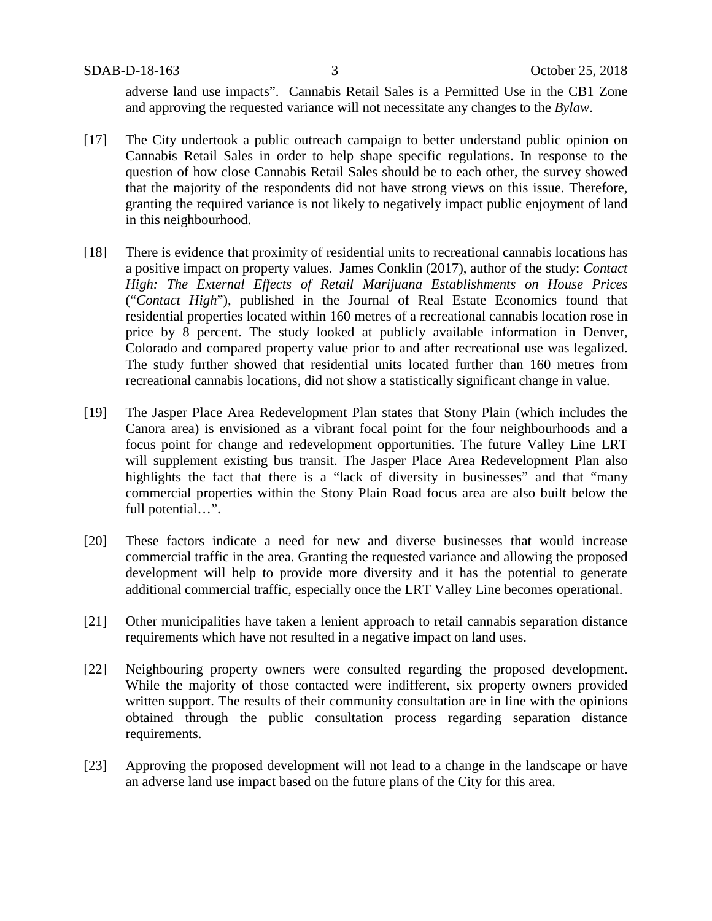adverse land use impacts". Cannabis Retail Sales is a Permitted Use in the CB1 Zone and approving the requested variance will not necessitate any changes to the *Bylaw*.

[17] The City undertook a public outreach campaign to better understand public opinion on Cannabis Retail Sales in order to help shape specific regulations. In response to the question of how close Cannabis Retail Sales should be to each other, the survey showed that the majority of the respondents did not have strong views on this issue. Therefore, granting the required variance is not likely to negatively impact public enjoyment of land in this neighbourhood.

[18] There is evidence that proximity of residential units to recreational cannabis locations has a positive impact on property values. James Conklin (2017), author of the study: *Contact High: The External Effects of Retail Marijuana Establishments on House Prices* ("*Contact High*"), published in the Journal of Real Estate Economics found that residential properties located within 160 metres of a recreational cannabis location rose in price by 8 percent. The study looked at publicly available information in Denver, Colorado and compared property value prior to and after recreational use was legalized. The study further showed that residential units located further than 160 metres from recreational cannabis locations, did not show a statistically significant change in value.

[19] The Jasper Place Area Redevelopment Plan states that Stony Plain (which includes the Canora area) is envisioned as a vibrant focal point for the four neighbourhoods and a focus point for change and redevelopment opportunities. The future Valley Line LRT will supplement existing bus transit. The Jasper Place Area Redevelopment Plan also highlights the fact that there is a "lack of diversity in businesses" and that "many commercial properties within the Stony Plain Road focus area are also built below the full potential…".

[20] These factors indicate a need for new and diverse businesses that would increase commercial traffic in the area. Granting the requested variance and allowing the proposed development will help to provide more diversity and it has the potential to generate additional commercial traffic, especially once the LRT Valley Line becomes operational.

[21] Other municipalities have taken a lenient approach to retail cannabis separation distance requirements which have not resulted in a negative impact on land uses.

[22] Neighbouring property owners were consulted regarding the proposed development. While the majority of those contacted were indifferent, six property owners provided written support. The results of their community consultation are in line with the opinions obtained through the public consultation process regarding separation distance requirements.

[23] Approving the proposed development will not lead to a change in the landscape or have an adverse land use impact based on the future plans of the City for this area.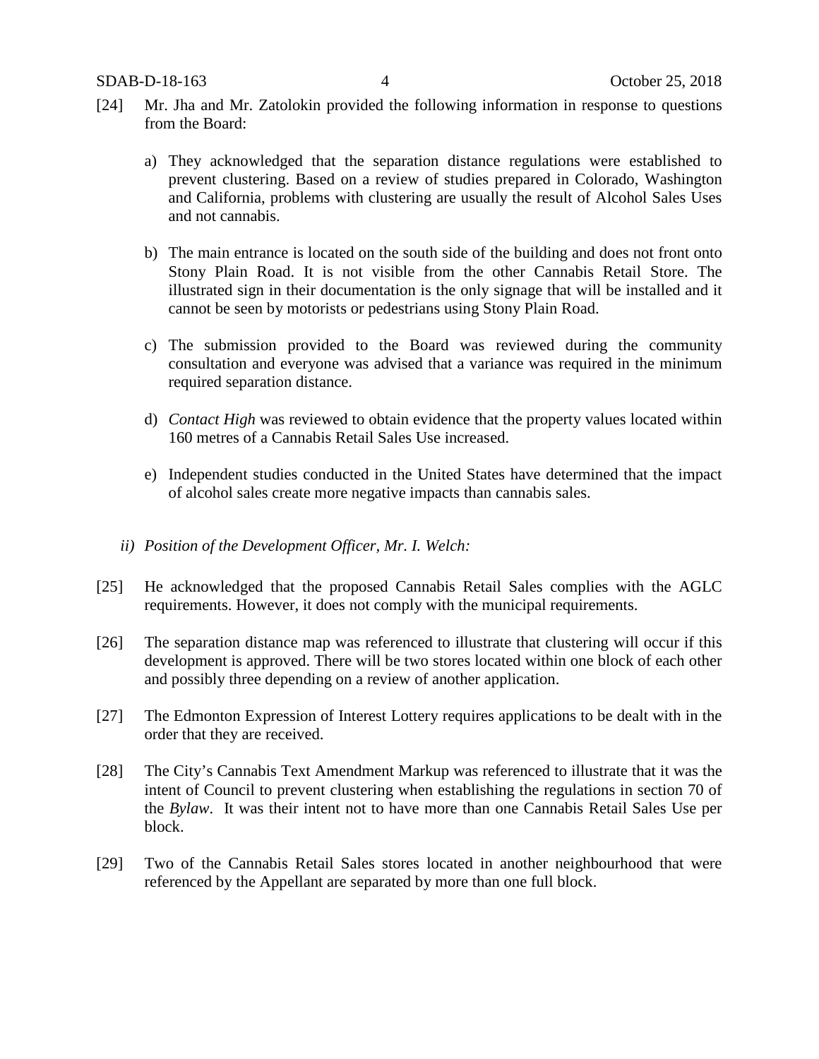[24] Mr. Jha and Mr. Zatolokin provided the following information in response to questions from the Board:

a) They acknowledged that the separation distance regulations were established to prevent clustering. Based on a review of studies prepared in Colorado, Washington and California, problems with clustering are usually the result of Alcohol Sales Uses and not cannabis.

b) The main entrance is located on the south side of the building and does not front onto Stony Plain Road. It is not visible from the other Cannabis Retail Store. The illustrated sign in their documentation is the only signage that will be installed and it cannot be seen by motorists or pedestrians using Stony Plain Road.

c) The submission provided to the Board was reviewed during the community consultation and everyone was advised that a variance was required in the minimum required separation distance.

d) *Contact High* was reviewed to obtain evidence that the property values located within 160 metres of a Cannabis Retail Sales Use increased.

e) Independent studies conducted in the United States have determined that the impact of alcohol sales create more negative impacts than cannabis sales.

*ii) Position of the Development Officer, Mr. I. Welch:*

[25] He acknowledged that the proposed Cannabis Retail Sales complies with the AGLC requirements. However, it does not comply with the municipal requirements.

[26] The separation distance map was referenced to illustrate that clustering will occur if this development is approved. There will be two stores located within one block of each other and possibly three depending on a review of another application.

[27] The Edmonton Expression of Interest Lottery requires applications to be dealt with in the order that they are received.

[28] The City's Cannabis Text Amendment Markup was referenced to illustrate that it was the intent of Council to prevent clustering when establishing the regulations in section 70 of the *Bylaw*. It was their intent not to have more than one Cannabis Retail Sales Use per block.

[29] Two of the Cannabis Retail Sales stores located in another neighbourhood that were referenced by the Appellant are separated by more than one full block.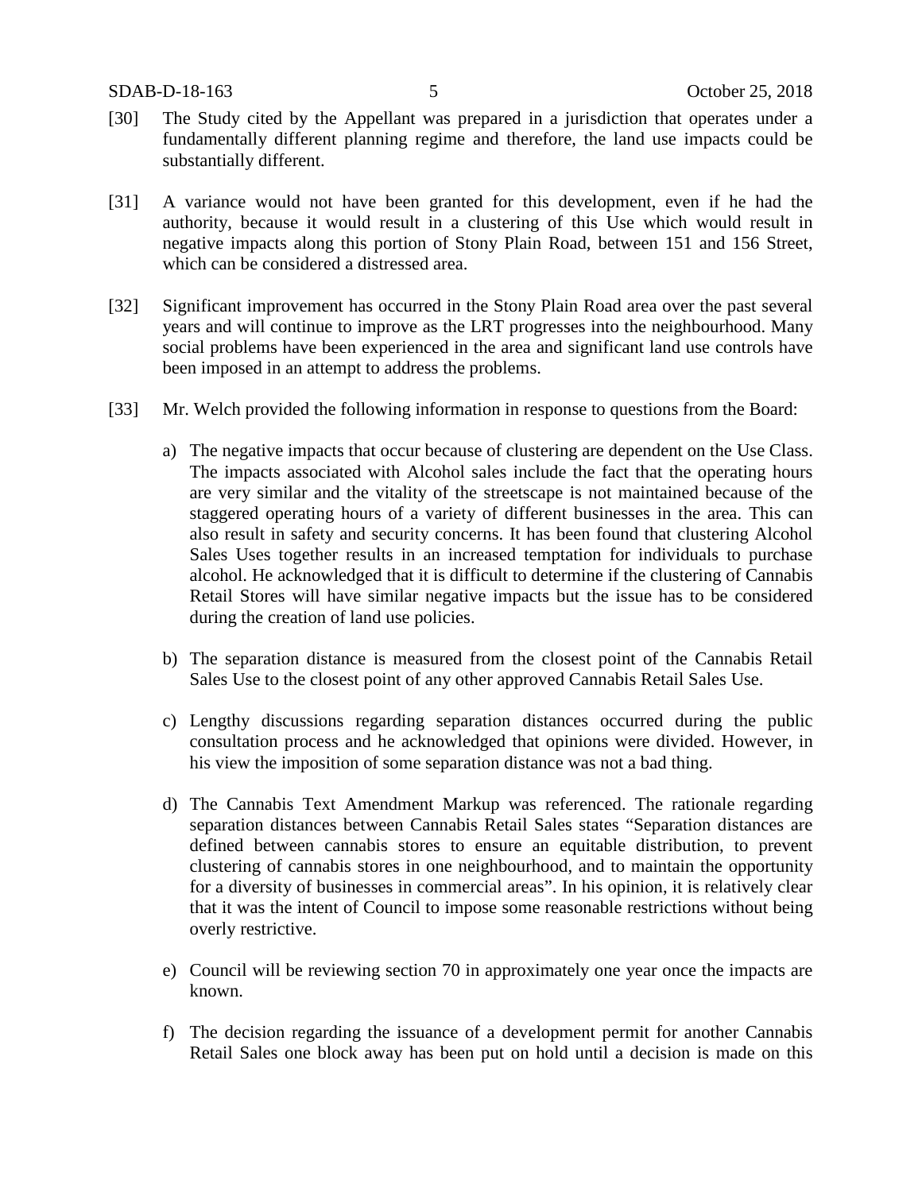[30] The Study cited by the Appellant was prepared in a jurisdiction that operates under a fundamentally different planning regime and therefore, the land use impacts could be substantially different.

[31] A variance would not have been granted for this development, even if he had the authority, because it would result in a clustering of this Use which would result in negative impacts along this portion of Stony Plain Road, between 151 and 156 Street, which can be considered a distressed area.

[32] Significant improvement has occurred in the Stony Plain Road area over the past several years and will continue to improve as the LRT progresses into the neighbourhood. Many social problems have been experienced in the area and significant land use controls have been imposed in an attempt to address the problems.

[33] Mr. Welch provided the following information in response to questions from the Board:

a) The negative impacts that occur because of clustering are dependent on the Use Class. The impacts associated with Alcohol sales include the fact that the operating hours are very similar and the vitality of the streetscape is not maintained because of the staggered operating hours of a variety of different businesses in the area. This can also result in safety and security concerns. It has been found that clustering Alcohol Sales Uses together results in an increased temptation for individuals to purchase alcohol. He acknowledged that it is difficult to determine if the clustering of Cannabis Retail Stores will have similar negative impacts but the issue has to be considered during the creation of land use policies.

b) The separation distance is measured from the closest point of the Cannabis Retail Sales Use to the closest point of any other approved Cannabis Retail Sales Use.

c) Lengthy discussions regarding separation distances occurred during the public consultation process and he acknowledged that opinions were divided. However, in his view the imposition of some separation distance was not a bad thing.

d) The Cannabis Text Amendment Markup was referenced. The rationale regarding separation distances between Cannabis Retail Sales states "Separation distances are defined between cannabis stores to ensure an equitable distribution, to prevent clustering of cannabis stores in one neighbourhood, and to maintain the opportunity for a diversity of businesses in commercial areas". In his opinion, it is relatively clear that it was the intent of Council to impose some reasonable restrictions without being overly restrictive.

e) Council will be reviewing section 70 in approximately one year once the impacts are known.

f) The decision regarding the issuance of a development permit for another Cannabis Retail Sales one block away has been put on hold until a decision is made on this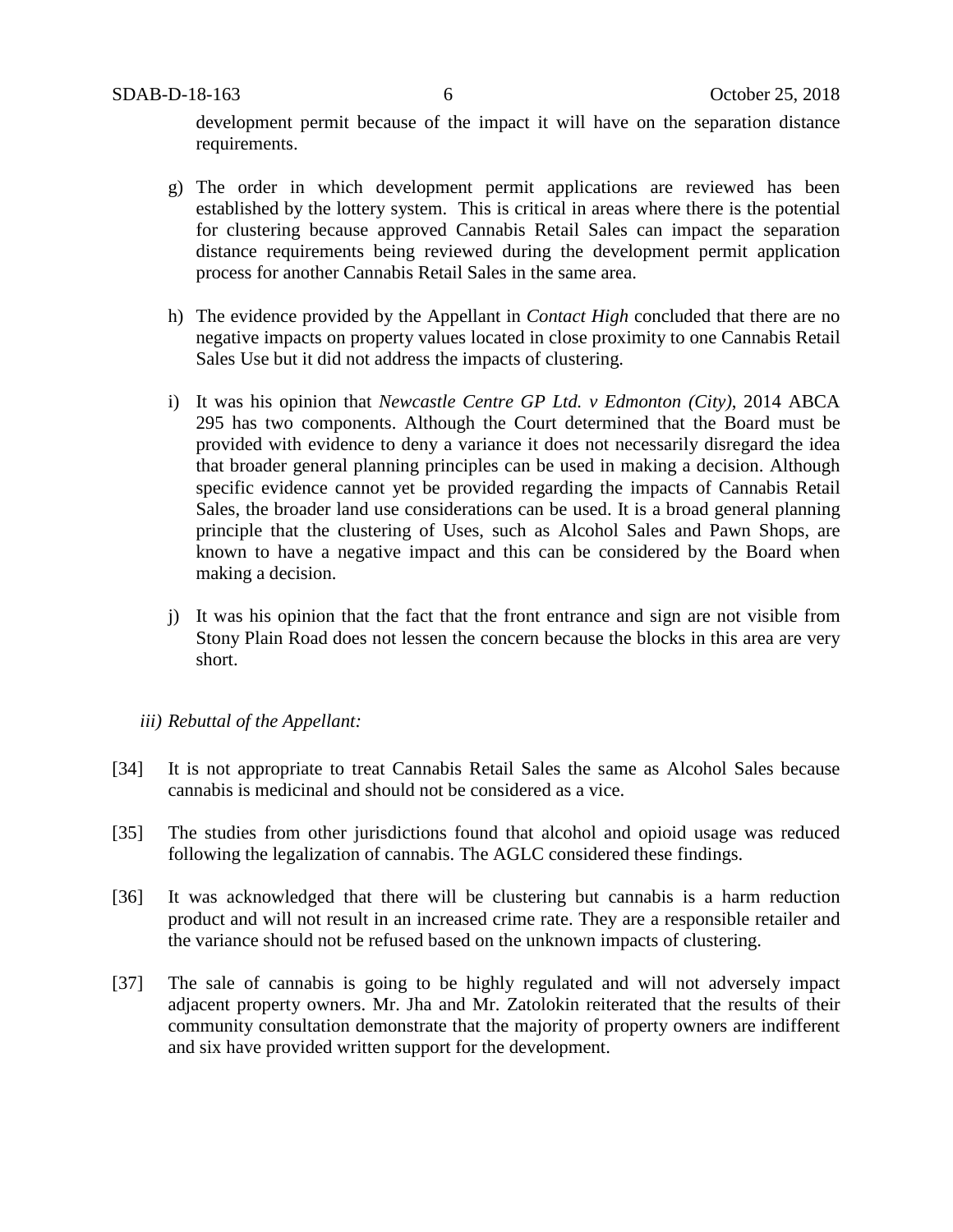development permit because of the impact it will have on the separation distance requirements.

g) The order in which development permit applications are reviewed has been established by the lottery system. This is critical in areas where there is the potential for clustering because approved Cannabis Retail Sales can impact the separation distance requirements being reviewed during the development permit application process for another Cannabis Retail Sales in the same area.

h) The evidence provided by the Appellant in *Contact High* concluded that there are no negative impacts on property values located in close proximity to one Cannabis Retail Sales Use but it did not address the impacts of clustering.

i) It was his opinion that *Newcastle Centre GP Ltd. v Edmonton (City)*, 2014 ABCA 295 has two components. Although the Court determined that the Board must be provided with evidence to deny a variance it does not necessarily disregard the idea that broader general planning principles can be used in making a decision. Although specific evidence cannot yet be provided regarding the impacts of Cannabis Retail Sales, the broader land use considerations can be used. It is a broad general planning principle that the clustering of Uses, such as Alcohol Sales and Pawn Shops, are known to have a negative impact and this can be considered by the Board when making a decision.

j) It was his opinion that the fact that the front entrance and sign are not visible from Stony Plain Road does not lessen the concern because the blocks in this area are very short.

*iii) Rebuttal of the Appellant:*

[34] It is not appropriate to treat Cannabis Retail Sales the same as Alcohol Sales because cannabis is medicinal and should not be considered as a vice.

[35] The studies from other jurisdictions found that alcohol and opioid usage was reduced following the legalization of cannabis. The AGLC considered these findings.

[36] It was acknowledged that there will be clustering but cannabis is a harm reduction product and will not result in an increased crime rate. They are a responsible retailer and the variance should not be refused based on the unknown impacts of clustering.

[37] The sale of cannabis is going to be highly regulated and will not adversely impact adjacent property owners. Mr. Jha and Mr. Zatolokin reiterated that the results of their community consultation demonstrate that the majority of property owners are indifferent and six have provided written support for the development.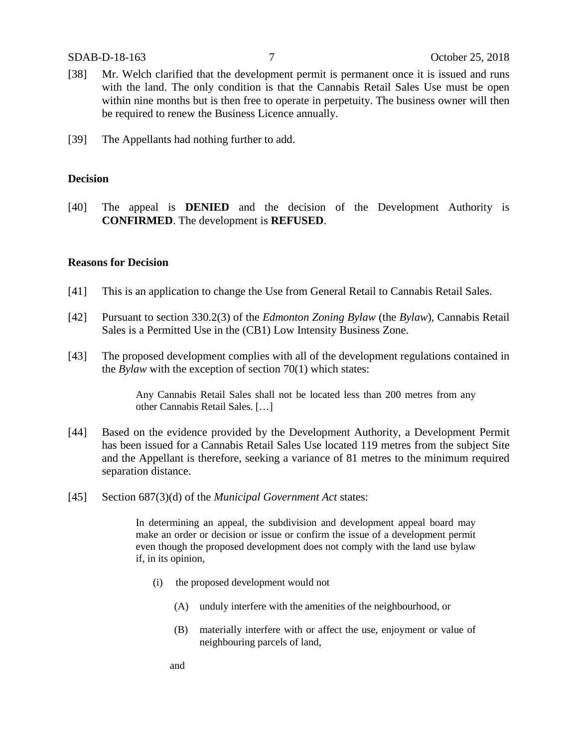[38] Mr. Welch clarified that the development permit is permanent once it is issued and runs with the land. The only condition is that the Cannabis Retail Sales Use must be open within nine months but is then free to operate in perpetuity. The business owner will then be required to renew the Business Licence annually.

[39] The Appellants had nothing further to add.

## Decision

[40] The appeal is **DENIED** and the decision of the Development Authority is **CONFIRMED**. The development is **REFUSED**.

## Reasons for Decision

[41] This is an application to change the Use from General Retail to Cannabis Retail Sales.

[42] Pursuant to section 330.2(3) of the *Edmonton Zoning Bylaw* (the *Bylaw*), Cannabis Retail Sales is a Permitted Use in the (CB1) Low Intensity Business Zone.

[43] The proposed development complies with all of the development regulations contained in the *Bylaw* with the exception of section 70(1) which states:

> Any Cannabis Retail Sales shall not be located less than 200 metres from any other Cannabis Retail Sales. […]

[44] Based on the evidence provided by the Development Authority, a Development Permit has been issued for a Cannabis Retail Sales Use located 119 metres from the subject Site and the Appellant is therefore, seeking a variance of 81 metres to the minimum required separation distance.

[45] Section 687(3)(d) of the *Municipal Government Act* states:

> In determining an appeal, the subdivision and development appeal board may make an order or decision or issue or confirm the issue of a development permit even though the proposed development does not comply with the land use bylaw if, in its opinion,
>
> (i) the proposed development would not
>
> (A) unduly interfere with the amenities of the neighbourhood, or
>
> (B) materially interfere with or affect the use, enjoyment or value of neighbouring parcels of land,
>
> and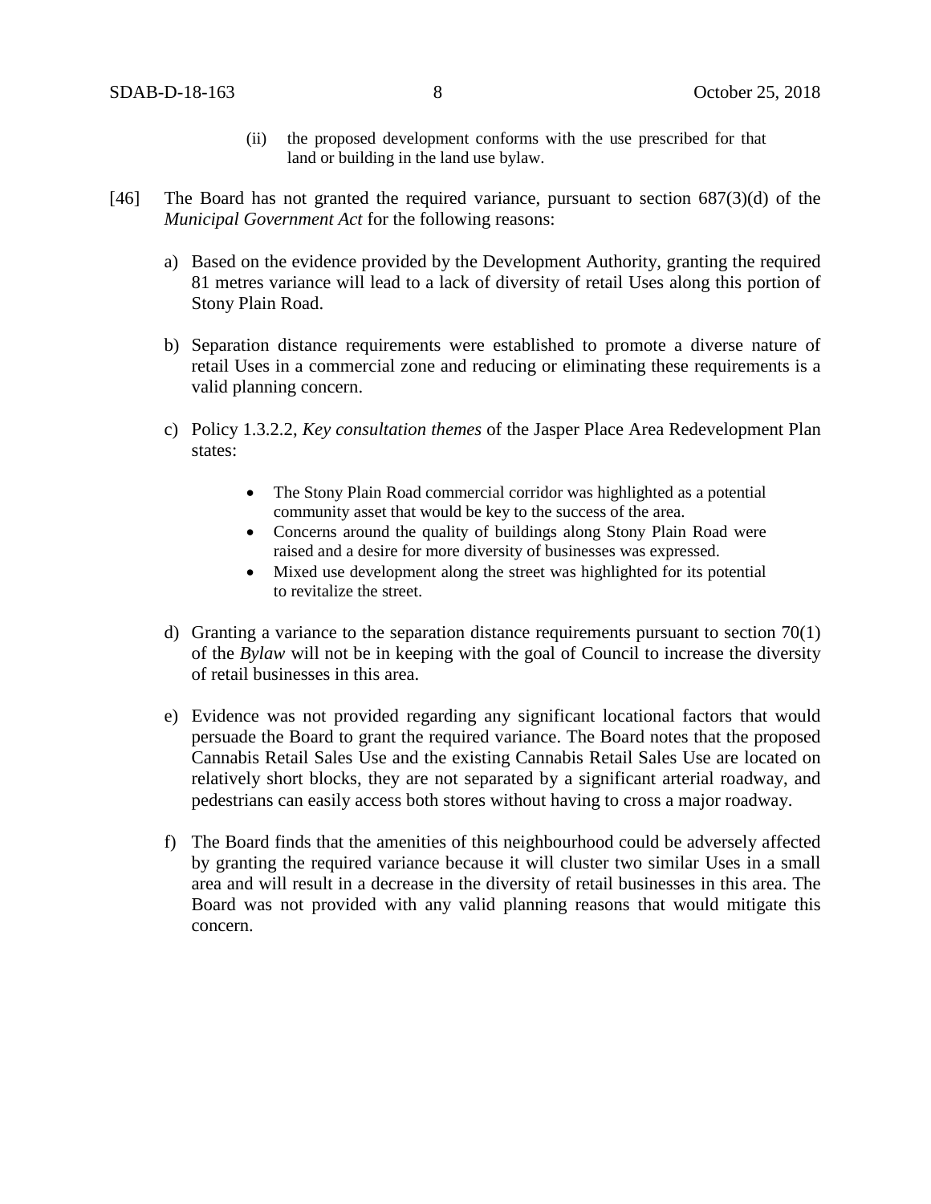(ii) the proposed development conforms with the use prescribed for that land or building in the land use bylaw.

[46] The Board has not granted the required variance, pursuant to section 687(3)(d) of the *Municipal Government Act* for the following reasons:

a) Based on the evidence provided by the Development Authority, granting the required 81 metres variance will lead to a lack of diversity of retail Uses along this portion of Stony Plain Road.

b) Separation distance requirements were established to promote a diverse nature of retail Uses in a commercial zone and reducing or eliminating these requirements is a valid planning concern.

c) Policy 1.3.2.2, *Key consultation themes* of the Jasper Place Area Redevelopment Plan states:

- The Stony Plain Road commercial corridor was highlighted as a potential community asset that would be key to the success of the area.
- Concerns around the quality of buildings along Stony Plain Road were raised and a desire for more diversity of businesses was expressed.
- Mixed use development along the street was highlighted for its potential to revitalize the street.

d) Granting a variance to the separation distance requirements pursuant to section 70(1) of the *Bylaw* will not be in keeping with the goal of Council to increase the diversity of retail businesses in this area.

e) Evidence was not provided regarding any significant locational factors that would persuade the Board to grant the required variance. The Board notes that the proposed Cannabis Retail Sales Use and the existing Cannabis Retail Sales Use are located on relatively short blocks, they are not separated by a significant arterial roadway, and pedestrians can easily access both stores without having to cross a major roadway.

f) The Board finds that the amenities of this neighbourhood could be adversely affected by granting the required variance because it will cluster two similar Uses in a small area and will result in a decrease in the diversity of retail businesses in this area. The Board was not provided with any valid planning reasons that would mitigate this concern.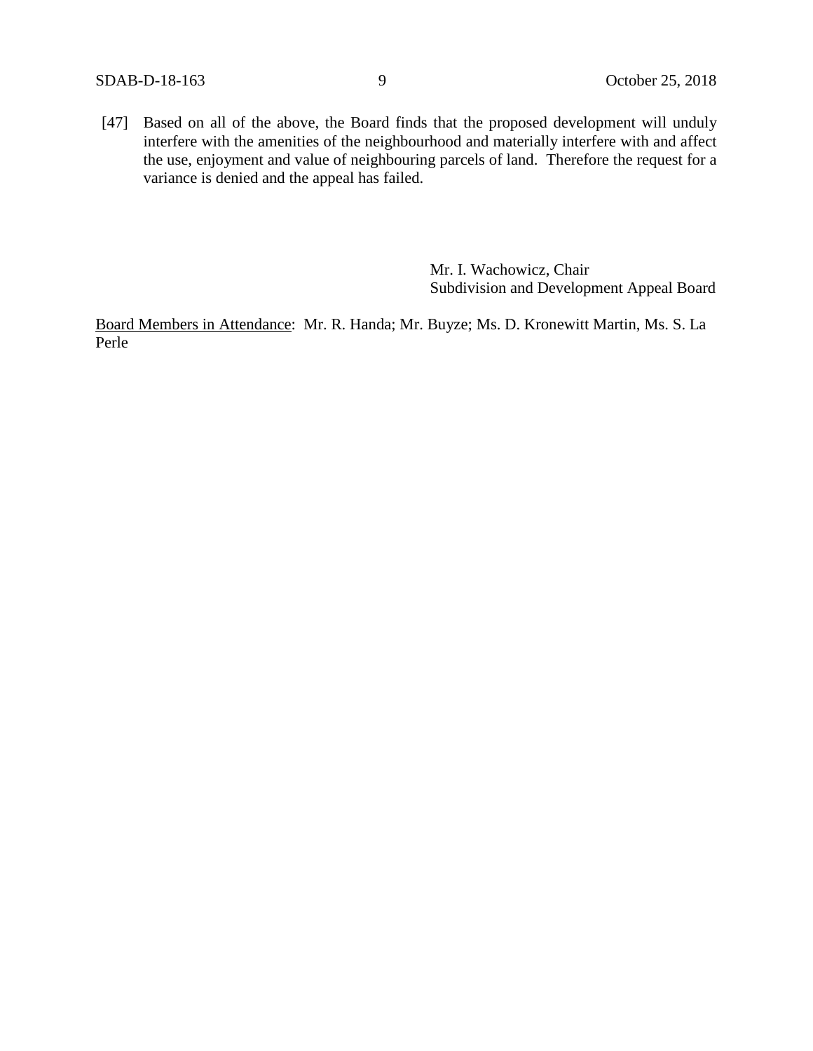[47] Based on all of the above, the Board finds that the proposed development will unduly interfere with the amenities of the neighbourhood and materially interfere with and affect the use, enjoyment and value of neighbouring parcels of land. Therefore the request for a variance is denied and the appeal has failed.

Mr. I. Wachowicz, Chair
Subdivision and Development Appeal Board

<u>Board Members in Attendance</u>: Mr. R. Handa; Mr. Buyze; Ms. D. Kronewitt Martin, Ms. S. La Perle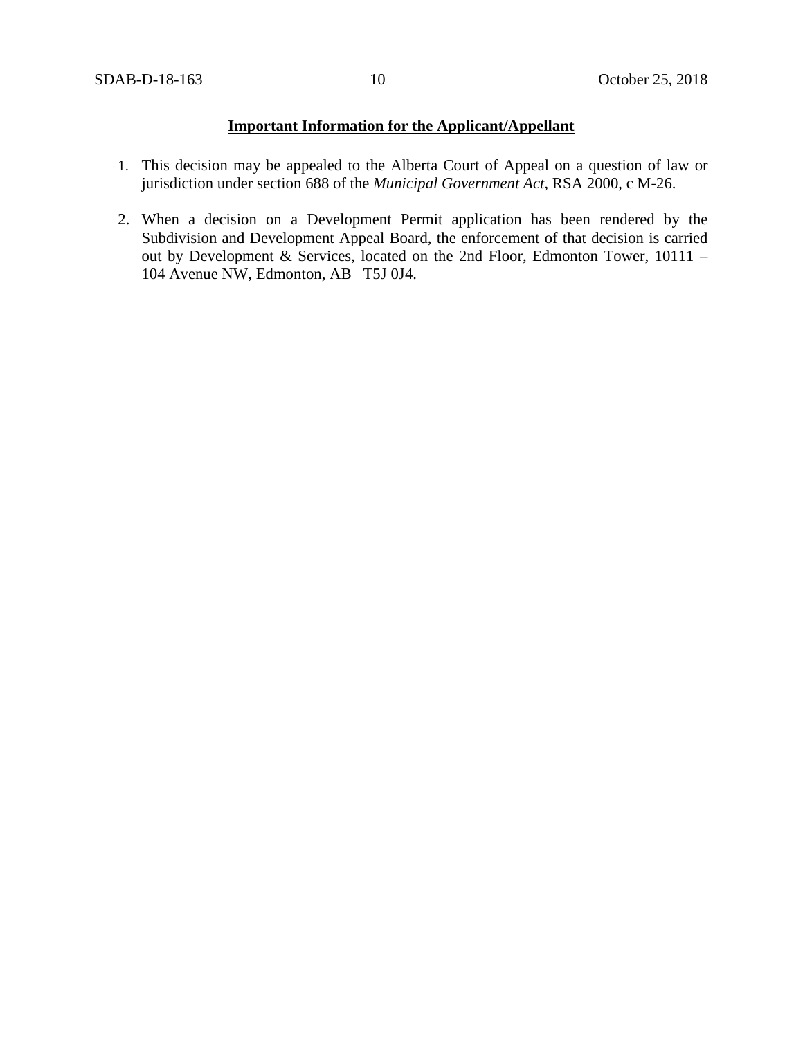**Important Information for the Applicant/Appellant**

1. This decision may be appealed to the Alberta Court of Appeal on a question of law or jurisdiction under section 688 of the *Municipal Government Act*, RSA 2000, c M-26.

2. When a decision on a Development Permit application has been rendered by the Subdivision and Development Appeal Board, the enforcement of that decision is carried out by Development & Services, located on the 2nd Floor, Edmonton Tower, 10111 – 104 Avenue NW, Edmonton, AB   T5J 0J4.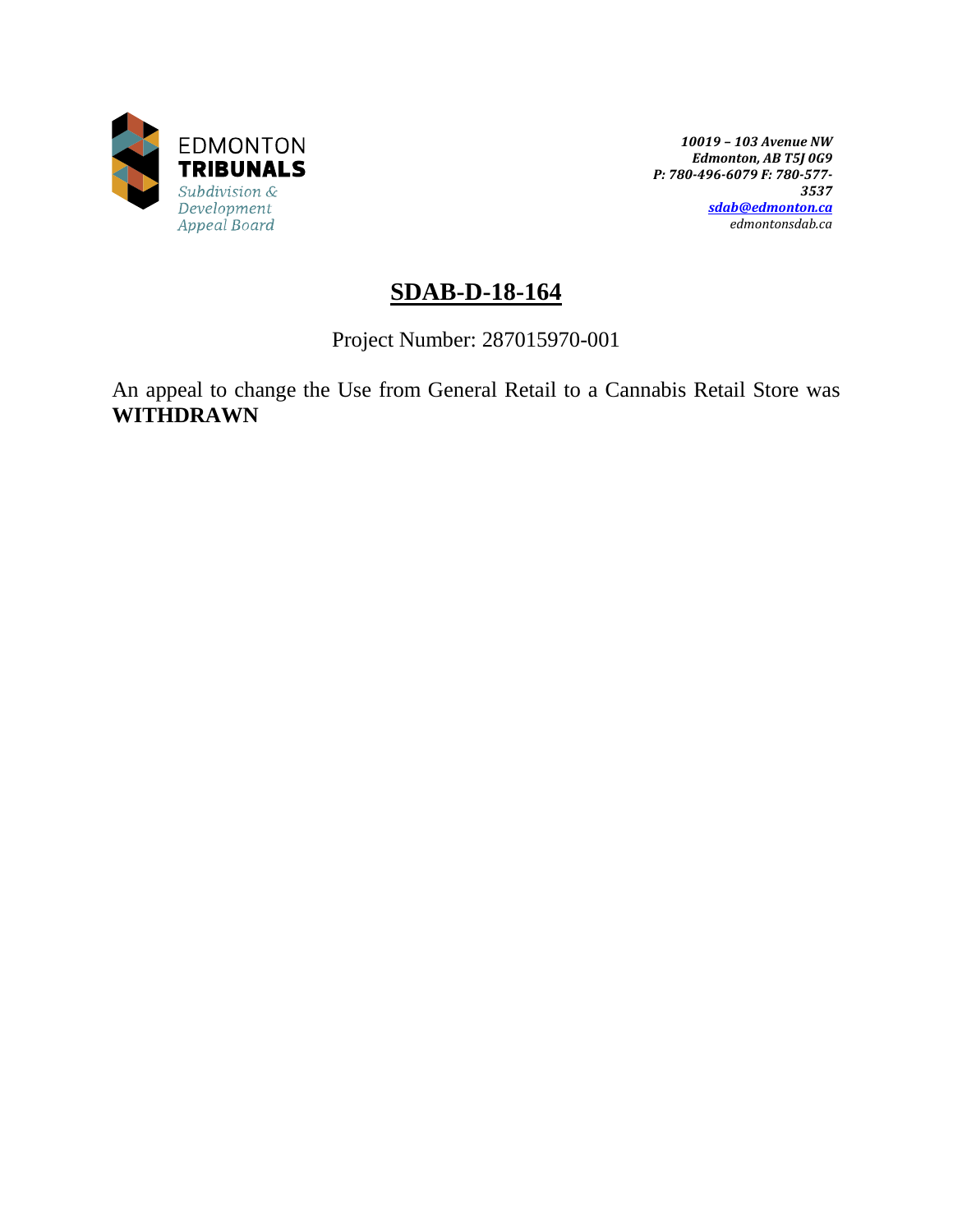EDMONTON
**TRIBUNALS**
*Subdivision & Development Appeal Board*

*10019 – 103 Avenue NW*
*Edmonton, AB T5J 0G9*
*P: 780-496-6079 F: 780-577-3537*
*sdab@edmonton.ca*
*edmontonsdab.ca*

# SDAB-D-18-164

Project Number: 287015970-001

An appeal to change the Use from General Retail to a Cannabis Retail Store was **WITHDRAWN**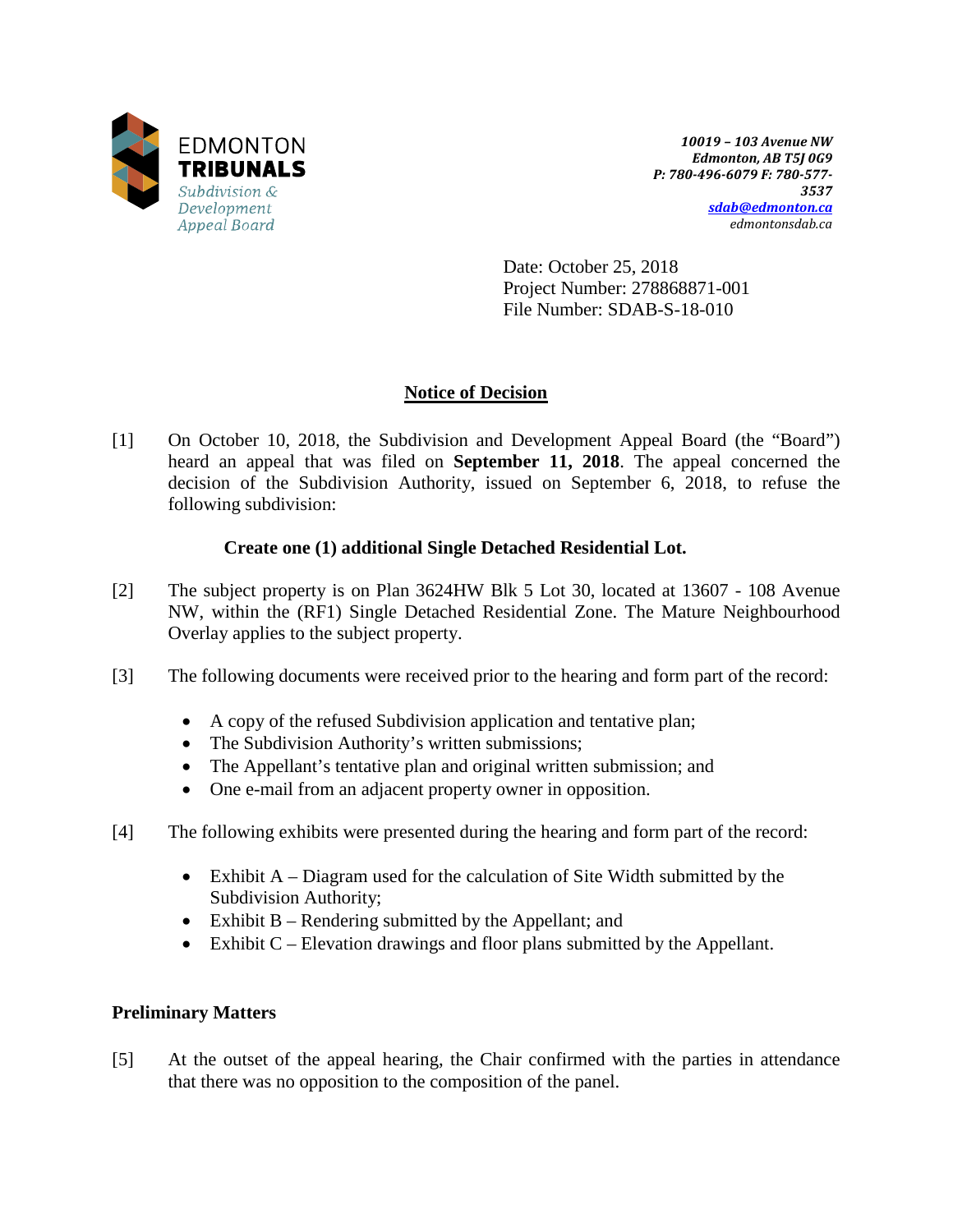EDMONTON
**TRIBUNALS**
*Subdivision & Development Appeal Board*

*10019 – 103 Avenue NW*
*Edmonton, AB T5J 0G9*
*P: 780-496-6079 F: 780-577-3537*
*sdab@edmonton.ca*
*edmontonsdab.ca*

Date: October 25, 2018
Project Number: 278868871-001
File Number: SDAB-S-18-010

## Notice of Decision

[1] On October 10, 2018, the Subdivision and Development Appeal Board (the "Board") heard an appeal that was filed on **September 11, 2018**. The appeal concerned the decision of the Subdivision Authority, issued on September 6, 2018, to refuse the following subdivision:

**Create one (1) additional Single Detached Residential Lot.**

[2] The subject property is on Plan 3624HW Blk 5 Lot 30, located at 13607 - 108 Avenue NW, within the (RF1) Single Detached Residential Zone. The Mature Neighbourhood Overlay applies to the subject property.

[3] The following documents were received prior to the hearing and form part of the record:

- A copy of the refused Subdivision application and tentative plan;
- The Subdivision Authority's written submissions;
- The Appellant's tentative plan and original written submission; and
- One e-mail from an adjacent property owner in opposition.

[4] The following exhibits were presented during the hearing and form part of the record:

- Exhibit A – Diagram used for the calculation of Site Width submitted by the Subdivision Authority;
- Exhibit B – Rendering submitted by the Appellant; and
- Exhibit C – Elevation drawings and floor plans submitted by the Appellant.

### Preliminary Matters

[5] At the outset of the appeal hearing, the Chair confirmed with the parties in attendance that there was no opposition to the composition of the panel.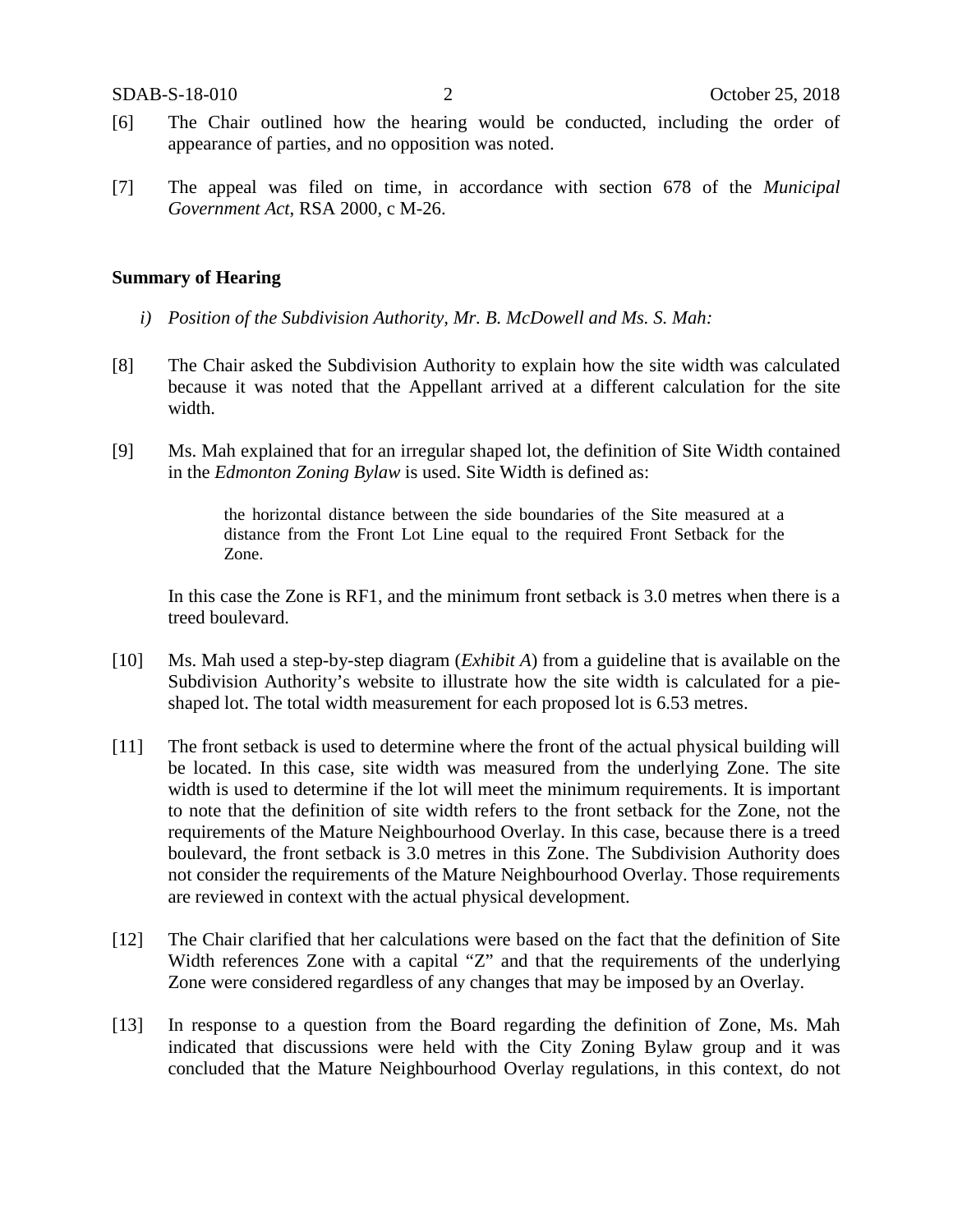[6] The Chair outlined how the hearing would be conducted, including the order of appearance of parties, and no opposition was noted.

[7] The appeal was filed on time, in accordance with section 678 of the *Municipal Government Act*, RSA 2000, c M-26.

**Summary of Hearing**

*i) Position of the Subdivision Authority, Mr. B. McDowell and Ms. S. Mah:*

[8] The Chair asked the Subdivision Authority to explain how the site width was calculated because it was noted that the Appellant arrived at a different calculation for the site width.

[9] Ms. Mah explained that for an irregular shaped lot, the definition of Site Width contained in the *Edmonton Zoning Bylaw* is used. Site Width is defined as:

> the horizontal distance between the side boundaries of the Site measured at a distance from the Front Lot Line equal to the required Front Setback for the Zone.

In this case the Zone is RF1, and the minimum front setback is 3.0 metres when there is a treed boulevard.

[10] Ms. Mah used a step-by-step diagram (*Exhibit A*) from a guideline that is available on the Subdivision Authority's website to illustrate how the site width is calculated for a pie-shaped lot. The total width measurement for each proposed lot is 6.53 metres.

[11] The front setback is used to determine where the front of the actual physical building will be located. In this case, site width was measured from the underlying Zone. The site width is used to determine if the lot will meet the minimum requirements. It is important to note that the definition of site width refers to the front setback for the Zone, not the requirements of the Mature Neighbourhood Overlay. In this case, because there is a treed boulevard, the front setback is 3.0 metres in this Zone. The Subdivision Authority does not consider the requirements of the Mature Neighbourhood Overlay. Those requirements are reviewed in context with the actual physical development.

[12] The Chair clarified that her calculations were based on the fact that the definition of Site Width references Zone with a capital "Z" and that the requirements of the underlying Zone were considered regardless of any changes that may be imposed by an Overlay.

[13] In response to a question from the Board regarding the definition of Zone, Ms. Mah indicated that discussions were held with the City Zoning Bylaw group and it was concluded that the Mature Neighbourhood Overlay regulations, in this context, do not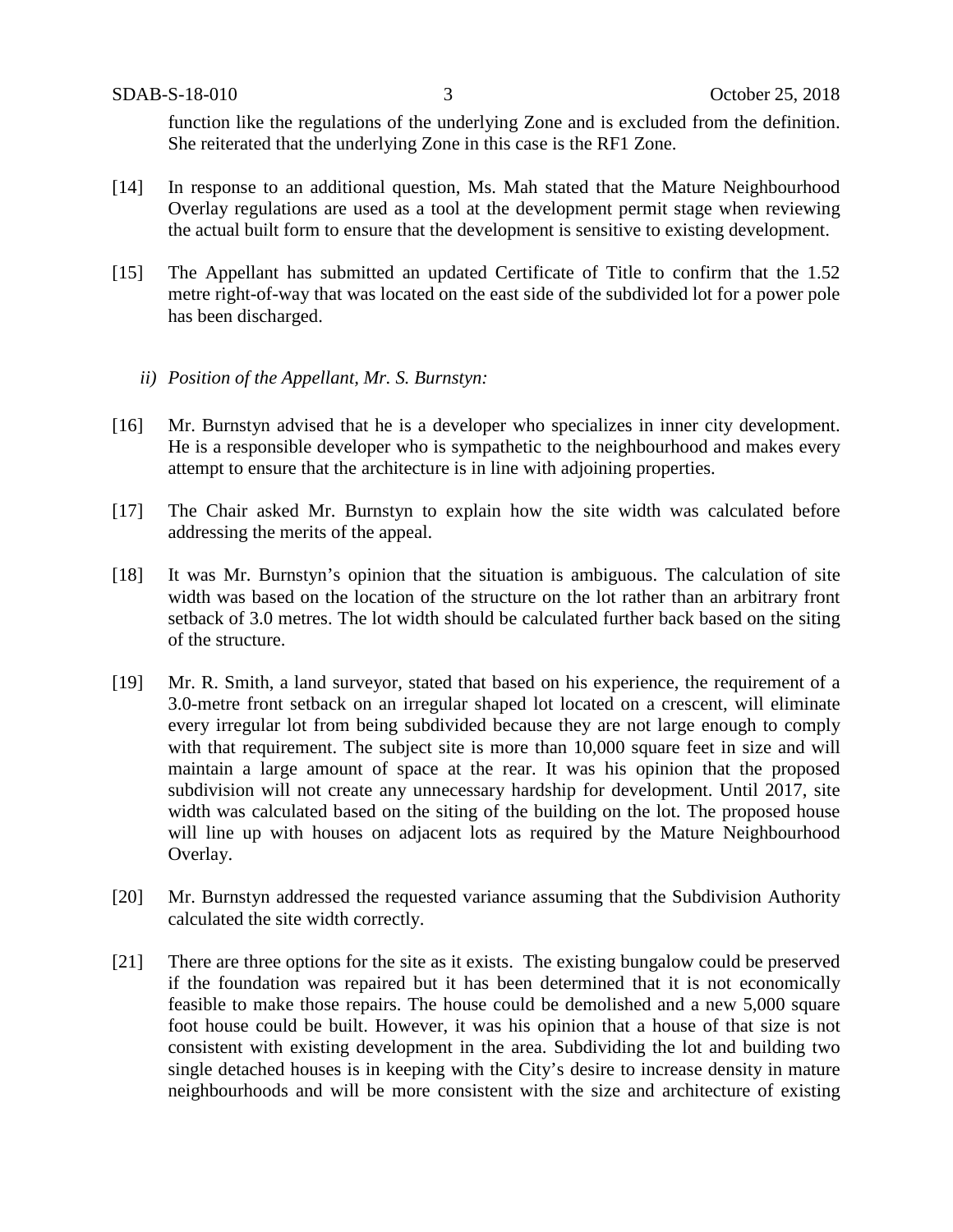function like the regulations of the underlying Zone and is excluded from the definition. She reiterated that the underlying Zone in this case is the RF1 Zone.

[14] In response to an additional question, Ms. Mah stated that the Mature Neighbourhood Overlay regulations are used as a tool at the development permit stage when reviewing the actual built form to ensure that the development is sensitive to existing development.

[15] The Appellant has submitted an updated Certificate of Title to confirm that the 1.52 metre right-of-way that was located on the east side of the subdivided lot for a power pole has been discharged.

*ii) Position of the Appellant, Mr. S. Burnstyn:*

[16] Mr. Burnstyn advised that he is a developer who specializes in inner city development. He is a responsible developer who is sympathetic to the neighbourhood and makes every attempt to ensure that the architecture is in line with adjoining properties.

[17] The Chair asked Mr. Burnstyn to explain how the site width was calculated before addressing the merits of the appeal.

[18] It was Mr. Burnstyn's opinion that the situation is ambiguous. The calculation of site width was based on the location of the structure on the lot rather than an arbitrary front setback of 3.0 metres. The lot width should be calculated further back based on the siting of the structure.

[19] Mr. R. Smith, a land surveyor, stated that based on his experience, the requirement of a 3.0-metre front setback on an irregular shaped lot located on a crescent, will eliminate every irregular lot from being subdivided because they are not large enough to comply with that requirement. The subject site is more than 10,000 square feet in size and will maintain a large amount of space at the rear. It was his opinion that the proposed subdivision will not create any unnecessary hardship for development. Until 2017, site width was calculated based on the siting of the building on the lot. The proposed house will line up with houses on adjacent lots as required by the Mature Neighbourhood Overlay.

[20] Mr. Burnstyn addressed the requested variance assuming that the Subdivision Authority calculated the site width correctly.

[21] There are three options for the site as it exists. The existing bungalow could be preserved if the foundation was repaired but it has been determined that it is not economically feasible to make those repairs. The house could be demolished and a new 5,000 square foot house could be built. However, it was his opinion that a house of that size is not consistent with existing development in the area. Subdividing the lot and building two single detached houses is in keeping with the City's desire to increase density in mature neighbourhoods and will be more consistent with the size and architecture of existing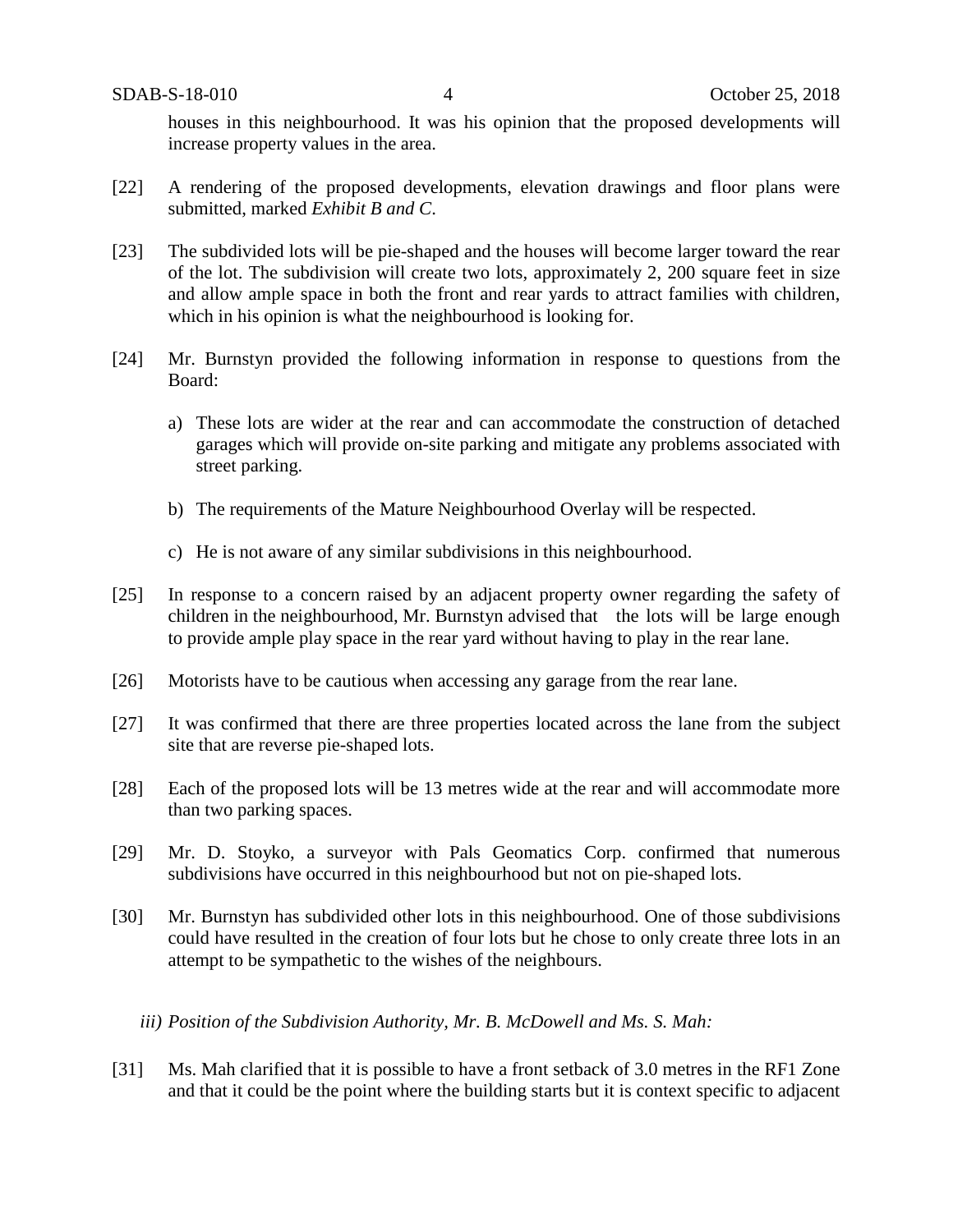houses in this neighbourhood. It was his opinion that the proposed developments will increase property values in the area.

[22] A rendering of the proposed developments, elevation drawings and floor plans were submitted, marked *Exhibit B and C.*

[23] The subdivided lots will be pie-shaped and the houses will become larger toward the rear of the lot. The subdivision will create two lots, approximately 2, 200 square feet in size and allow ample space in both the front and rear yards to attract families with children, which in his opinion is what the neighbourhood is looking for.

[24] Mr. Burnstyn provided the following information in response to questions from the Board:

a) These lots are wider at the rear and can accommodate the construction of detached garages which will provide on-site parking and mitigate any problems associated with street parking.

b) The requirements of the Mature Neighbourhood Overlay will be respected.

c) He is not aware of any similar subdivisions in this neighbourhood.

[25] In response to a concern raised by an adjacent property owner regarding the safety of children in the neighbourhood, Mr. Burnstyn advised that the lots will be large enough to provide ample play space in the rear yard without having to play in the rear lane.

[26] Motorists have to be cautious when accessing any garage from the rear lane.

[27] It was confirmed that there are three properties located across the lane from the subject site that are reverse pie-shaped lots.

[28] Each of the proposed lots will be 13 metres wide at the rear and will accommodate more than two parking spaces.

[29] Mr. D. Stoyko, a surveyor with Pals Geomatics Corp. confirmed that numerous subdivisions have occurred in this neighbourhood but not on pie-shaped lots.

[30] Mr. Burnstyn has subdivided other lots in this neighbourhood. One of those subdivisions could have resulted in the creation of four lots but he chose to only create three lots in an attempt to be sympathetic to the wishes of the neighbours.

*iii) Position of the Subdivision Authority, Mr. B. McDowell and Ms. S. Mah:*

[31] Ms. Mah clarified that it is possible to have a front setback of 3.0 metres in the RF1 Zone and that it could be the point where the building starts but it is context specific to adjacent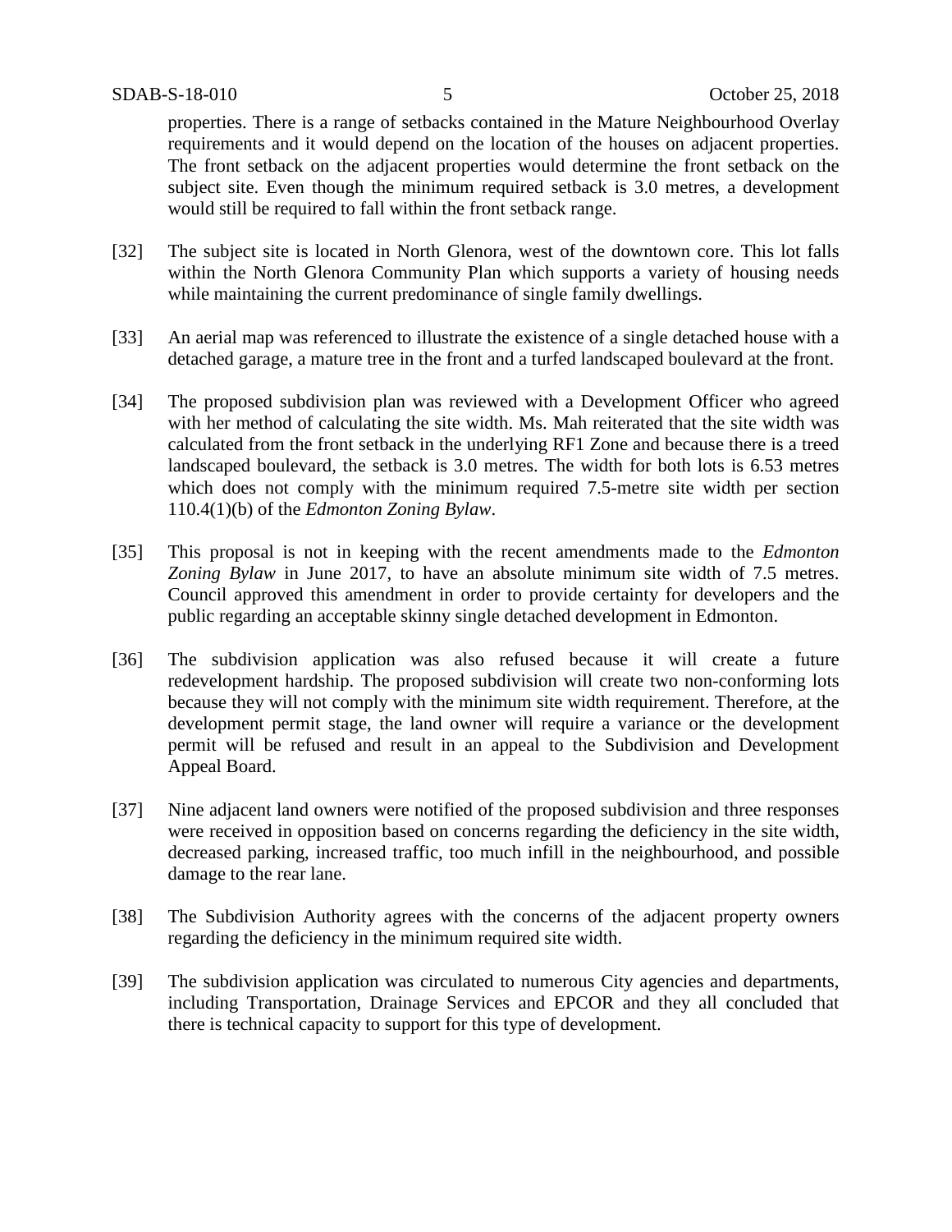properties. There is a range of setbacks contained in the Mature Neighbourhood Overlay requirements and it would depend on the location of the houses on adjacent properties. The front setback on the adjacent properties would determine the front setback on the subject site. Even though the minimum required setback is 3.0 metres, a development would still be required to fall within the front setback range.

[32] The subject site is located in North Glenora, west of the downtown core. This lot falls within the North Glenora Community Plan which supports a variety of housing needs while maintaining the current predominance of single family dwellings.

[33] An aerial map was referenced to illustrate the existence of a single detached house with a detached garage, a mature tree in the front and a turfed landscaped boulevard at the front.

[34] The proposed subdivision plan was reviewed with a Development Officer who agreed with her method of calculating the site width. Ms. Mah reiterated that the site width was calculated from the front setback in the underlying RF1 Zone and because there is a treed landscaped boulevard, the setback is 3.0 metres. The width for both lots is 6.53 metres which does not comply with the minimum required 7.5-metre site width per section 110.4(1)(b) of the *Edmonton Zoning Bylaw*.

[35] This proposal is not in keeping with the recent amendments made to the *Edmonton Zoning Bylaw* in June 2017, to have an absolute minimum site width of 7.5 metres. Council approved this amendment in order to provide certainty for developers and the public regarding an acceptable skinny single detached development in Edmonton.

[36] The subdivision application was also refused because it will create a future redevelopment hardship. The proposed subdivision will create two non-conforming lots because they will not comply with the minimum site width requirement. Therefore, at the development permit stage, the land owner will require a variance or the development permit will be refused and result in an appeal to the Subdivision and Development Appeal Board.

[37] Nine adjacent land owners were notified of the proposed subdivision and three responses were received in opposition based on concerns regarding the deficiency in the site width, decreased parking, increased traffic, too much infill in the neighbourhood, and possible damage to the rear lane.

[38] The Subdivision Authority agrees with the concerns of the adjacent property owners regarding the deficiency in the minimum required site width.

[39] The subdivision application was circulated to numerous City agencies and departments, including Transportation, Drainage Services and EPCOR and they all concluded that there is technical capacity to support for this type of development.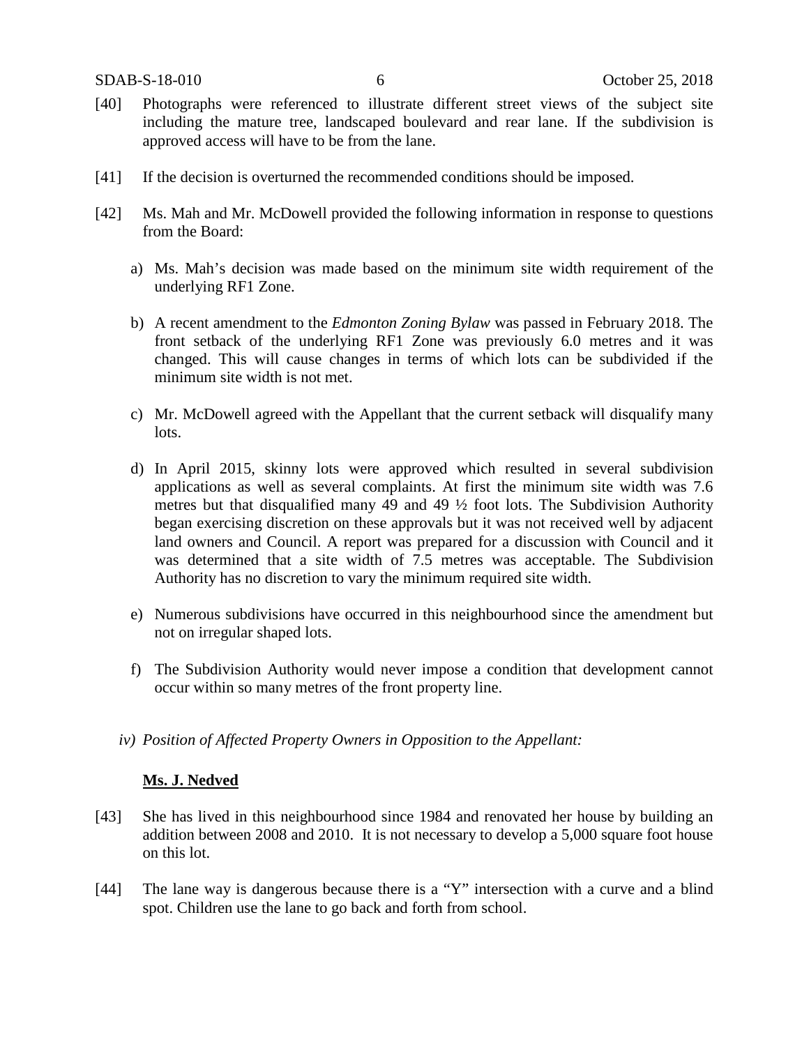[40] Photographs were referenced to illustrate different street views of the subject site including the mature tree, landscaped boulevard and rear lane. If the subdivision is approved access will have to be from the lane.

[41] If the decision is overturned the recommended conditions should be imposed.

[42] Ms. Mah and Mr. McDowell provided the following information in response to questions from the Board:

a) Ms. Mah's decision was made based on the minimum site width requirement of the underlying RF1 Zone.

b) A recent amendment to the *Edmonton Zoning Bylaw* was passed in February 2018. The front setback of the underlying RF1 Zone was previously 6.0 metres and it was changed. This will cause changes in terms of which lots can be subdivided if the minimum site width is not met.

c) Mr. McDowell agreed with the Appellant that the current setback will disqualify many lots.

d) In April 2015, skinny lots were approved which resulted in several subdivision applications as well as several complaints. At first the minimum site width was 7.6 metres but that disqualified many 49 and 49 ½ foot lots. The Subdivision Authority began exercising discretion on these approvals but it was not received well by adjacent land owners and Council. A report was prepared for a discussion with Council and it was determined that a site width of 7.5 metres was acceptable. The Subdivision Authority has no discretion to vary the minimum required site width.

e) Numerous subdivisions have occurred in this neighbourhood since the amendment but not on irregular shaped lots.

f) The Subdivision Authority would never impose a condition that development cannot occur within so many metres of the front property line.

*iv) Position of Affected Property Owners in Opposition to the Appellant:*

**Ms. J. Nedved**

[43] She has lived in this neighbourhood since 1984 and renovated her house by building an addition between 2008 and 2010. It is not necessary to develop a 5,000 square foot house on this lot.

[44] The lane way is dangerous because there is a "Y" intersection with a curve and a blind spot. Children use the lane to go back and forth from school.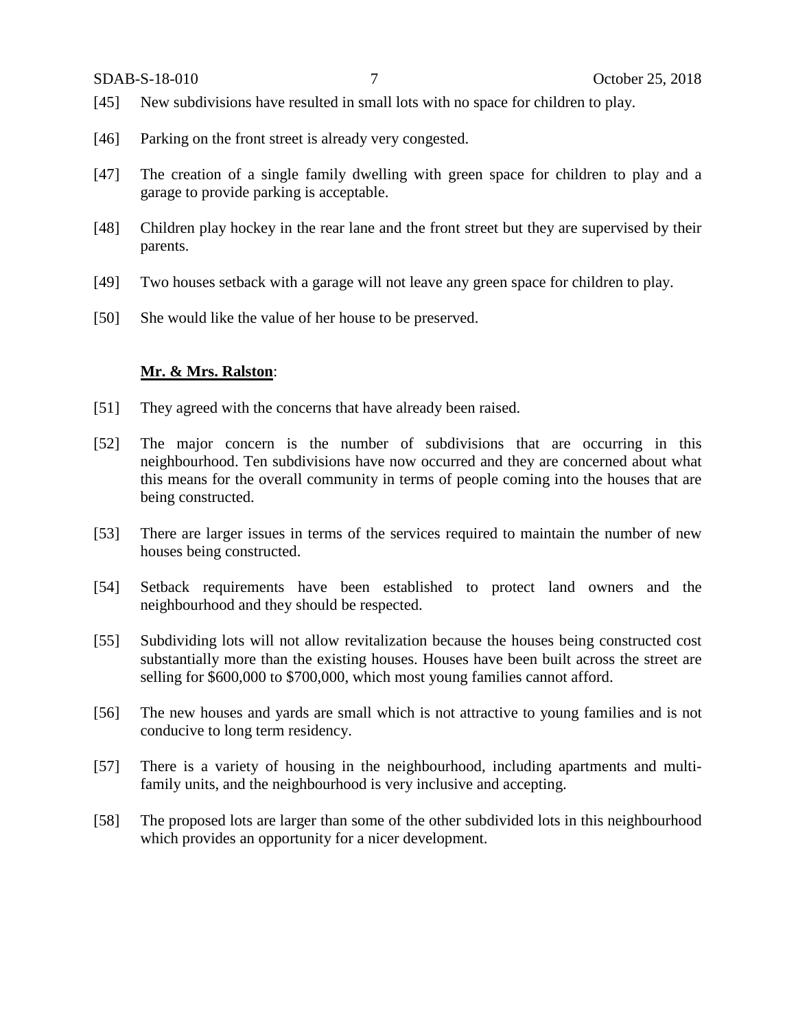[45] New subdivisions have resulted in small lots with no space for children to play.

[46] Parking on the front street is already very congested.

[47] The creation of a single family dwelling with green space for children to play and a garage to provide parking is acceptable.

[48] Children play hockey in the rear lane and the front street but they are supervised by their parents.

[49] Two houses setback with a garage will not leave any green space for children to play.

[50] She would like the value of her house to be preserved.

**Mr. & Mrs. Ralston**:

[51] They agreed with the concerns that have already been raised.

[52] The major concern is the number of subdivisions that are occurring in this neighbourhood. Ten subdivisions have now occurred and they are concerned about what this means for the overall community in terms of people coming into the houses that are being constructed.

[53] There are larger issues in terms of the services required to maintain the number of new houses being constructed.

[54] Setback requirements have been established to protect land owners and the neighbourhood and they should be respected.

[55] Subdividing lots will not allow revitalization because the houses being constructed cost substantially more than the existing houses. Houses have been built across the street are selling for $600,000 to $700,000, which most young families cannot afford.

[56] The new houses and yards are small which is not attractive to young families and is not conducive to long term residency.

[57] There is a variety of housing in the neighbourhood, including apartments and multi-family units, and the neighbourhood is very inclusive and accepting.

[58] The proposed lots are larger than some of the other subdivided lots in this neighbourhood which provides an opportunity for a nicer development.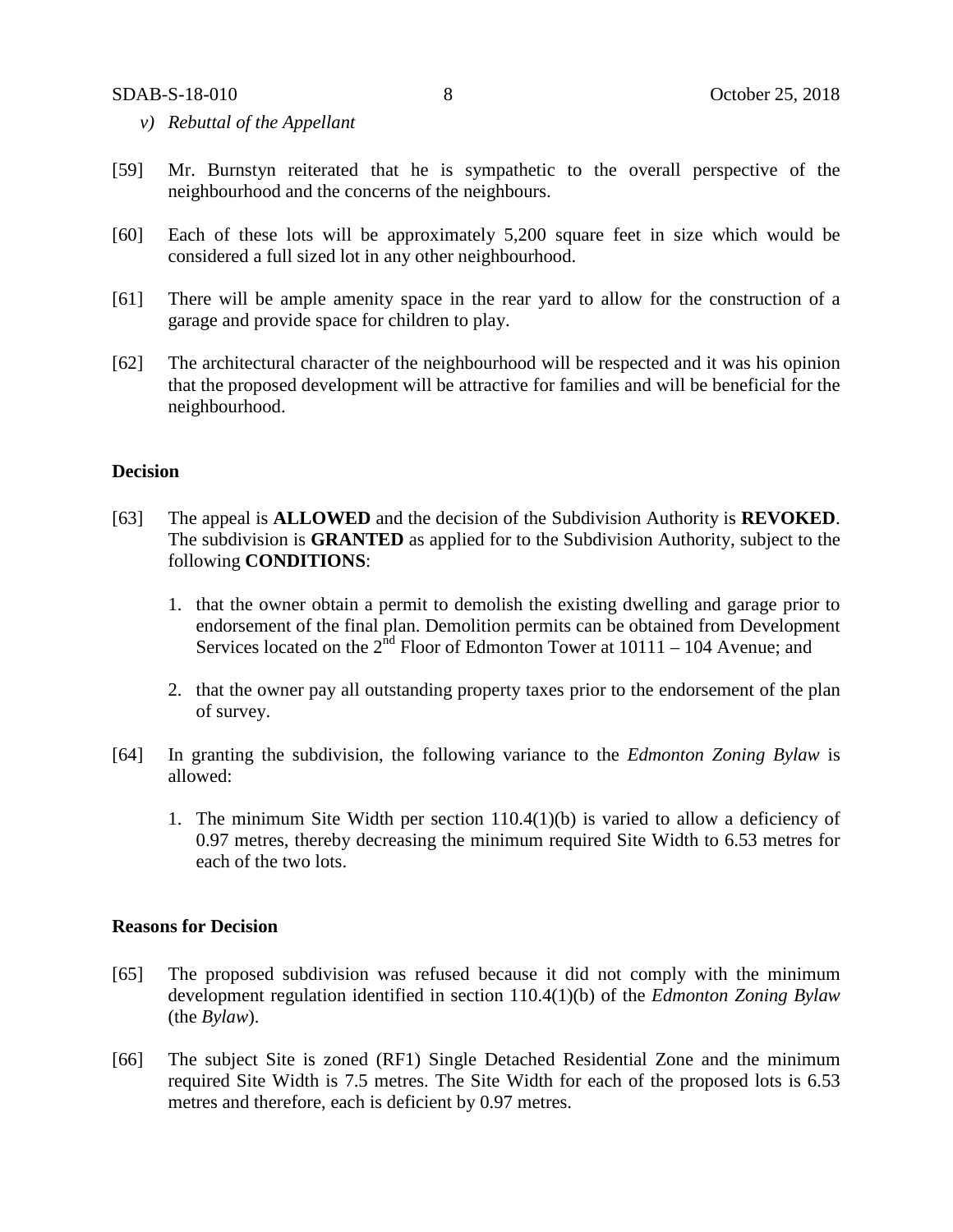*v) Rebuttal of the Appellant*

[59] Mr. Burnstyn reiterated that he is sympathetic to the overall perspective of the neighbourhood and the concerns of the neighbours.

[60] Each of these lots will be approximately 5,200 square feet in size which would be considered a full sized lot in any other neighbourhood.

[61] There will be ample amenity space in the rear yard to allow for the construction of a garage and provide space for children to play.

[62] The architectural character of the neighbourhood will be respected and it was his opinion that the proposed development will be attractive for families and will be beneficial for the neighbourhood.

**Decision**

[63] The appeal is **ALLOWED** and the decision of the Subdivision Authority is **REVOKED**. The subdivision is **GRANTED** as applied for to the Subdivision Authority, subject to the following **CONDITIONS**:

1. that the owner obtain a permit to demolish the existing dwelling and garage prior to endorsement of the final plan. Demolition permits can be obtained from Development Services located on the 2nd Floor of Edmonton Tower at 10111 – 104 Avenue; and

2. that the owner pay all outstanding property taxes prior to the endorsement of the plan of survey.

[64] In granting the subdivision, the following variance to the *Edmonton Zoning Bylaw* is allowed:

1. The minimum Site Width per section 110.4(1)(b) is varied to allow a deficiency of 0.97 metres, thereby decreasing the minimum required Site Width to 6.53 metres for each of the two lots.

**Reasons for Decision**

[65] The proposed subdivision was refused because it did not comply with the minimum development regulation identified in section 110.4(1)(b) of the *Edmonton Zoning Bylaw* (the *Bylaw*).

[66] The subject Site is zoned (RF1) Single Detached Residential Zone and the minimum required Site Width is 7.5 metres. The Site Width for each of the proposed lots is 6.53 metres and therefore, each is deficient by 0.97 metres.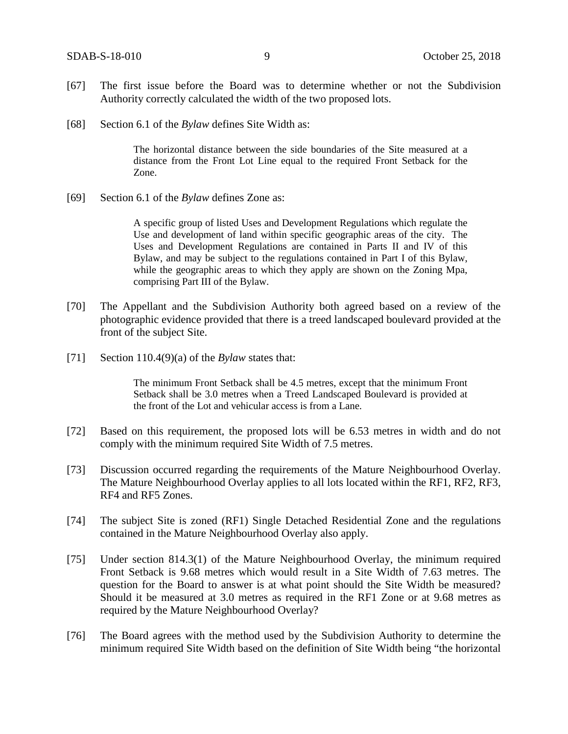[67] The first issue before the Board was to determine whether or not the Subdivision Authority correctly calculated the width of the two proposed lots.

[68] Section 6.1 of the *Bylaw* defines Site Width as:

> The horizontal distance between the side boundaries of the Site measured at a distance from the Front Lot Line equal to the required Front Setback for the Zone.

[69] Section 6.1 of the *Bylaw* defines Zone as:

> A specific group of listed Uses and Development Regulations which regulate the Use and development of land within specific geographic areas of the city. The Uses and Development Regulations are contained in Parts II and IV of this Bylaw, and may be subject to the regulations contained in Part I of this Bylaw, while the geographic areas to which they apply are shown on the Zoning Mpa, comprising Part III of the Bylaw.

[70] The Appellant and the Subdivision Authority both agreed based on a review of the photographic evidence provided that there is a treed landscaped boulevard provided at the front of the subject Site.

[71] Section 110.4(9)(a) of the *Bylaw* states that:

> The minimum Front Setback shall be 4.5 metres, except that the minimum Front Setback shall be 3.0 metres when a Treed Landscaped Boulevard is provided at the front of the Lot and vehicular access is from a Lane.

[72] Based on this requirement, the proposed lots will be 6.53 metres in width and do not comply with the minimum required Site Width of 7.5 metres.

[73] Discussion occurred regarding the requirements of the Mature Neighbourhood Overlay. The Mature Neighbourhood Overlay applies to all lots located within the RF1, RF2, RF3, RF4 and RF5 Zones.

[74] The subject Site is zoned (RF1) Single Detached Residential Zone and the regulations contained in the Mature Neighbourhood Overlay also apply.

[75] Under section 814.3(1) of the Mature Neighbourhood Overlay, the minimum required Front Setback is 9.68 metres which would result in a Site Width of 7.63 metres. The question for the Board to answer is at what point should the Site Width be measured? Should it be measured at 3.0 metres as required in the RF1 Zone or at 9.68 metres as required by the Mature Neighbourhood Overlay?

[76] The Board agrees with the method used by the Subdivision Authority to determine the minimum required Site Width based on the definition of Site Width being "the horizontal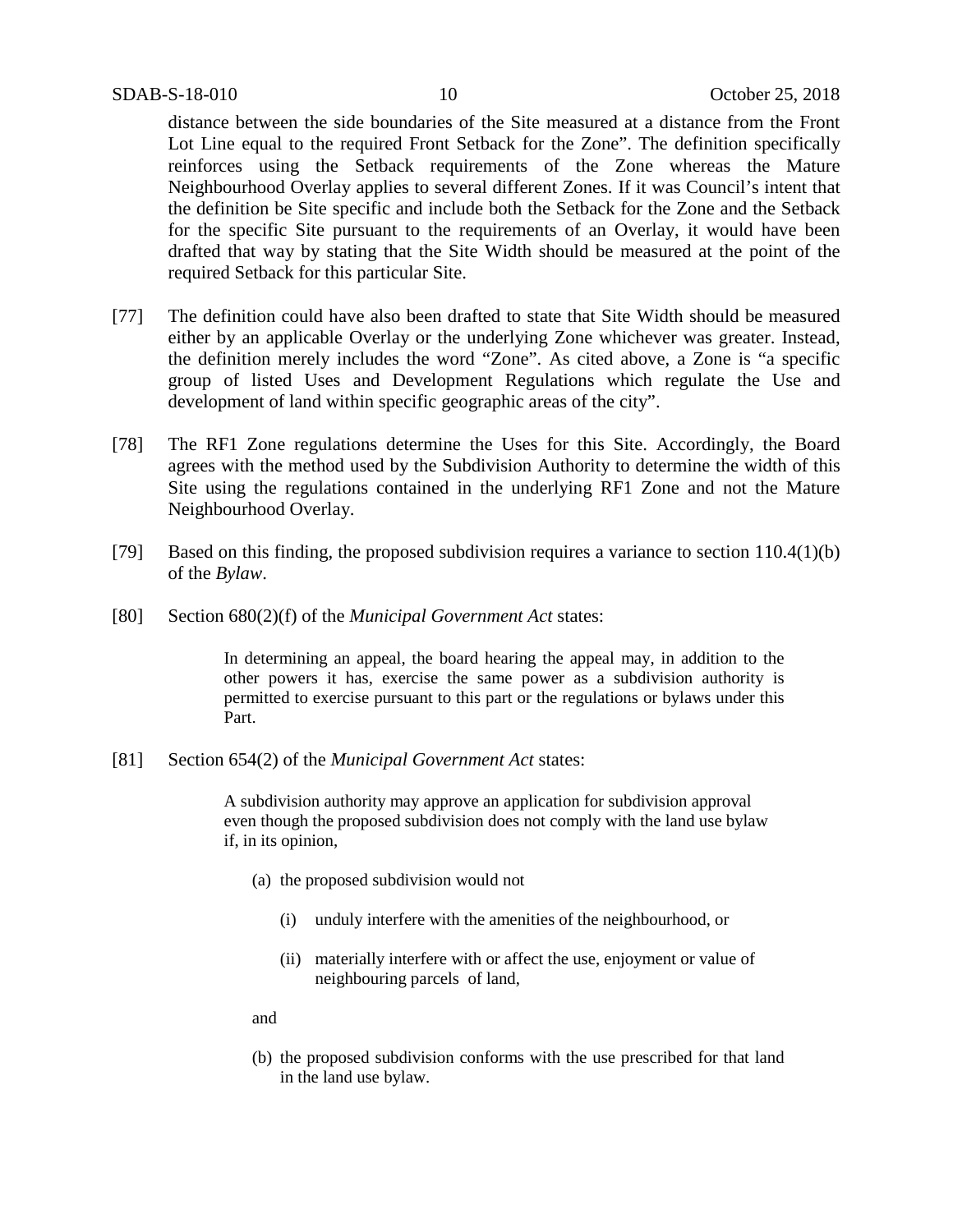distance between the side boundaries of the Site measured at a distance from the Front Lot Line equal to the required Front Setback for the Zone". The definition specifically reinforces using the Setback requirements of the Zone whereas the Mature Neighbourhood Overlay applies to several different Zones. If it was Council's intent that the definition be Site specific and include both the Setback for the Zone and the Setback for the specific Site pursuant to the requirements of an Overlay, it would have been drafted that way by stating that the Site Width should be measured at the point of the required Setback for this particular Site.

[77] The definition could have also been drafted to state that Site Width should be measured either by an applicable Overlay or the underlying Zone whichever was greater. Instead, the definition merely includes the word "Zone". As cited above, a Zone is "a specific group of listed Uses and Development Regulations which regulate the Use and development of land within specific geographic areas of the city".

[78] The RF1 Zone regulations determine the Uses for this Site. Accordingly, the Board agrees with the method used by the Subdivision Authority to determine the width of this Site using the regulations contained in the underlying RF1 Zone and not the Mature Neighbourhood Overlay.

[79] Based on this finding, the proposed subdivision requires a variance to section 110.4(1)(b) of the *Bylaw*.

[80] Section 680(2)(f) of the *Municipal Government Act* states:

> In determining an appeal, the board hearing the appeal may, in addition to the other powers it has, exercise the same power as a subdivision authority is permitted to exercise pursuant to this part or the regulations or bylaws under this Part.

[81] Section 654(2) of the *Municipal Government Act* states:

> A subdivision authority may approve an application for subdivision approval even though the proposed subdivision does not comply with the land use bylaw if, in its opinion,
>
> (a) the proposed subdivision would not
>
> (i) unduly interfere with the amenities of the neighbourhood, or
>
> (ii) materially interfere with or affect the use, enjoyment or value of neighbouring parcels of land,
>
> and
>
> (b) the proposed subdivision conforms with the use prescribed for that land in the land use bylaw.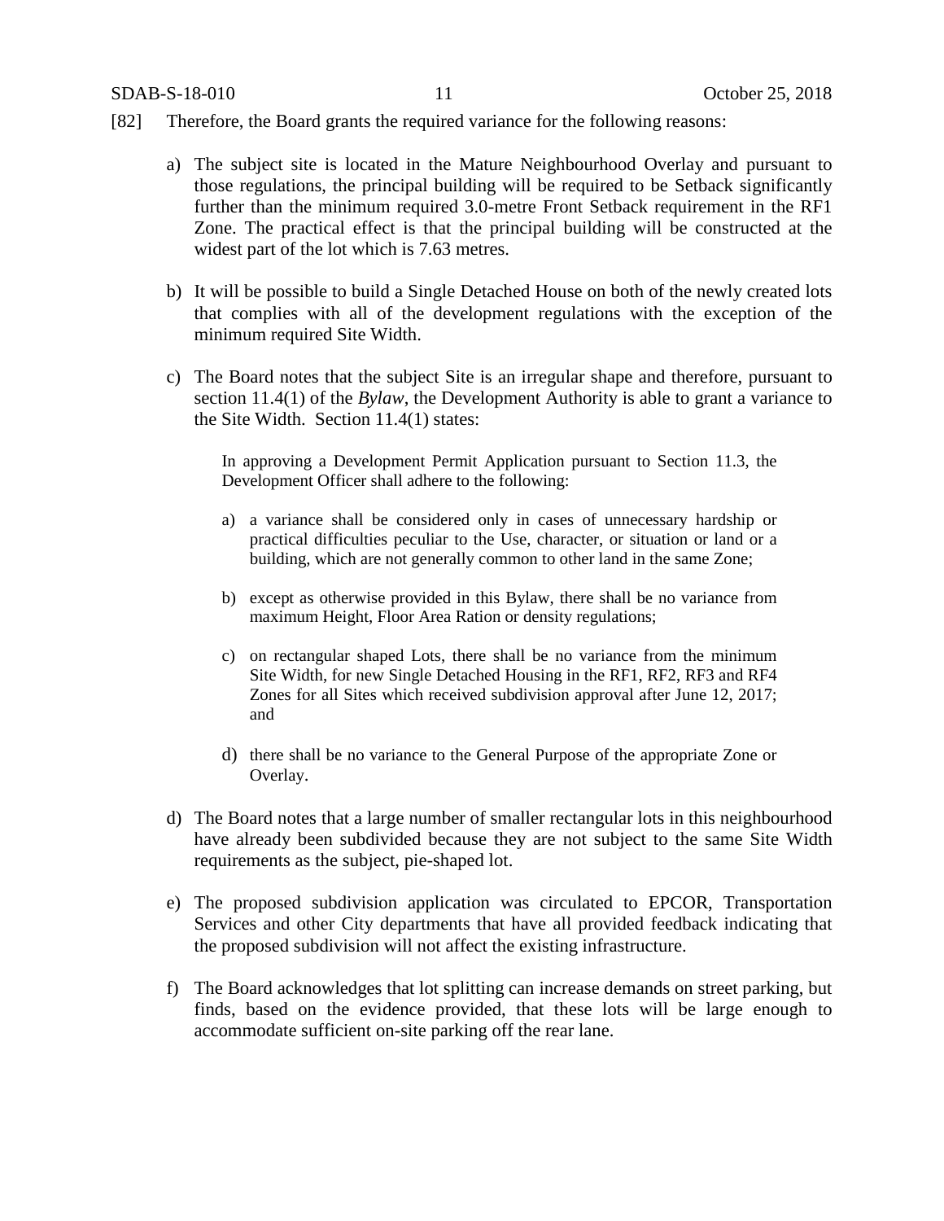[82] Therefore, the Board grants the required variance for the following reasons:

a) The subject site is located in the Mature Neighbourhood Overlay and pursuant to those regulations, the principal building will be required to be Setback significantly further than the minimum required 3.0-metre Front Setback requirement in the RF1 Zone. The practical effect is that the principal building will be constructed at the widest part of the lot which is 7.63 metres.

b) It will be possible to build a Single Detached House on both of the newly created lots that complies with all of the development regulations with the exception of the minimum required Site Width.

c) The Board notes that the subject Site is an irregular shape and therefore, pursuant to section 11.4(1) of the *Bylaw*, the Development Authority is able to grant a variance to the Site Width. Section 11.4(1) states:

> In approving a Development Permit Application pursuant to Section 11.3, the Development Officer shall adhere to the following:
>
> a) a variance shall be considered only in cases of unnecessary hardship or practical difficulties peculiar to the Use, character, or situation or land or a building, which are not generally common to other land in the same Zone;
>
> b) except as otherwise provided in this Bylaw, there shall be no variance from maximum Height, Floor Area Ration or density regulations;
>
> c) on rectangular shaped Lots, there shall be no variance from the minimum Site Width, for new Single Detached Housing in the RF1, RF2, RF3 and RF4 Zones for all Sites which received subdivision approval after June 12, 2017; and
>
> d) there shall be no variance to the General Purpose of the appropriate Zone or Overlay.

d) The Board notes that a large number of smaller rectangular lots in this neighbourhood have already been subdivided because they are not subject to the same Site Width requirements as the subject, pie-shaped lot.

e) The proposed subdivision application was circulated to EPCOR, Transportation Services and other City departments that have all provided feedback indicating that the proposed subdivision will not affect the existing infrastructure.

f) The Board acknowledges that lot splitting can increase demands on street parking, but finds, based on the evidence provided, that these lots will be large enough to accommodate sufficient on-site parking off the rear lane.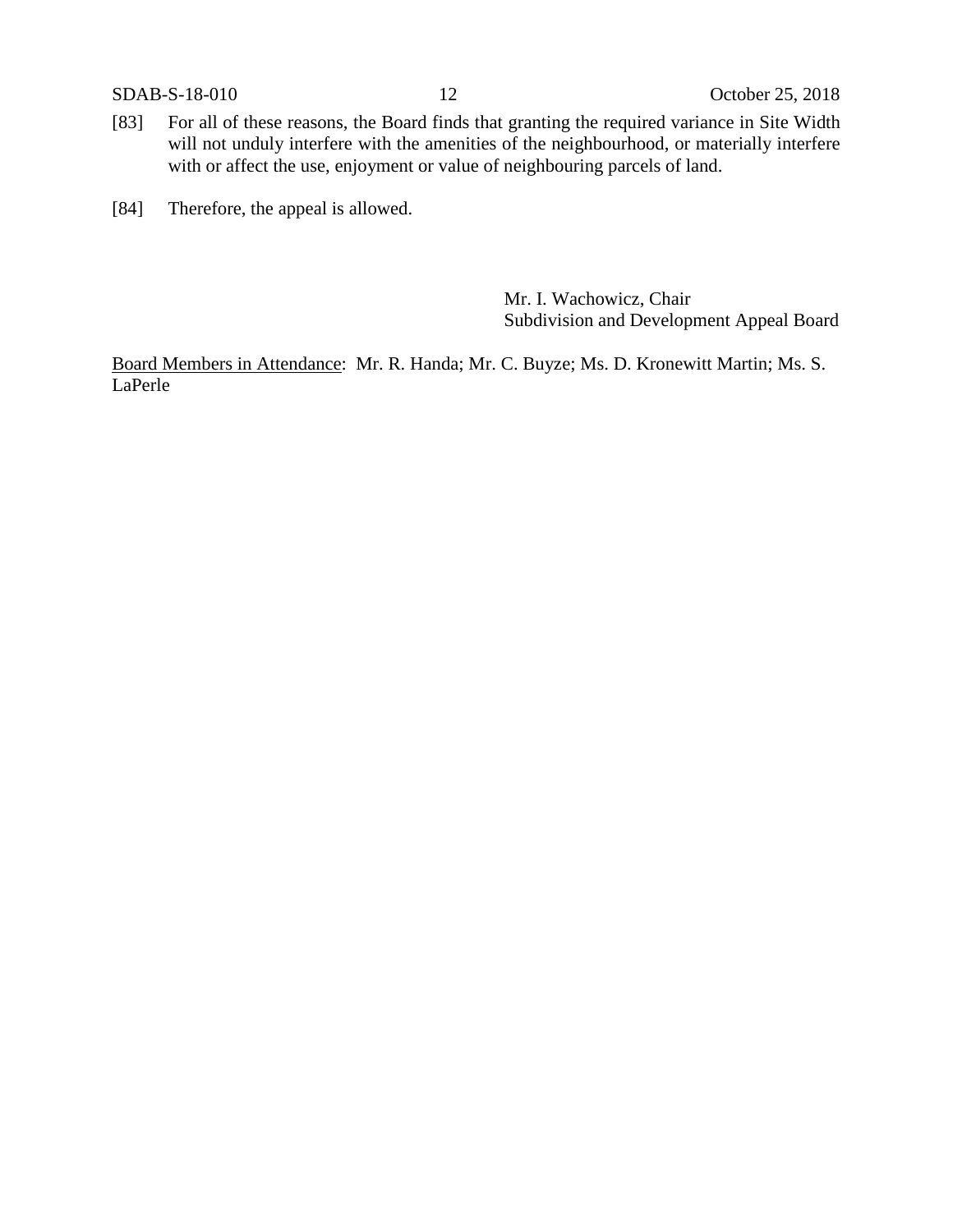[83] For all of these reasons, the Board finds that granting the required variance in Site Width will not unduly interfere with the amenities of the neighbourhood, or materially interfere with or affect the use, enjoyment or value of neighbouring parcels of land.

[84] Therefore, the appeal is allowed.

Mr. I. Wachowicz, Chair
Subdivision and Development Appeal Board

<u>Board Members in Attendance</u>: Mr. R. Handa; Mr. C. Buyze; Ms. D. Kronewitt Martin; Ms. S. LaPerle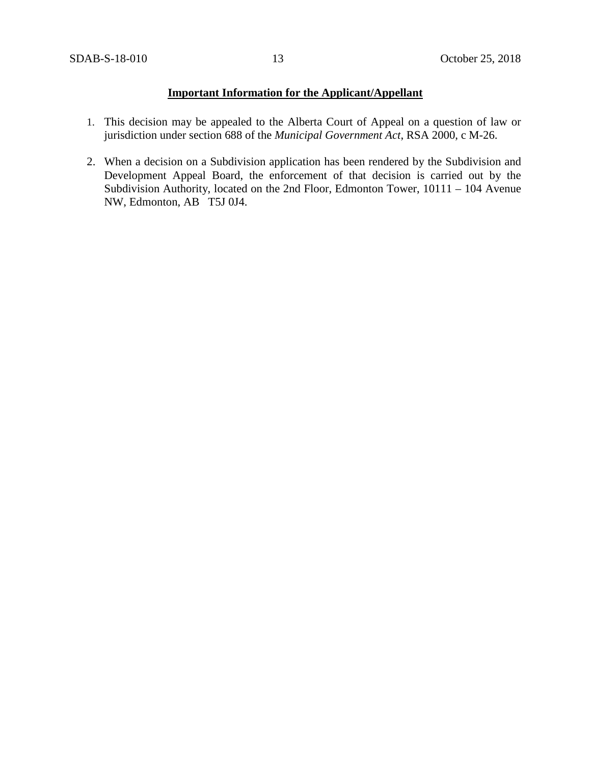**Important Information for the Applicant/Appellant**

1. This decision may be appealed to the Alberta Court of Appeal on a question of law or jurisdiction under section 688 of the *Municipal Government Act*, RSA 2000, c M-26.

2. When a decision on a Subdivision application has been rendered by the Subdivision and Development Appeal Board, the enforcement of that decision is carried out by the Subdivision Authority, located on the 2nd Floor, Edmonton Tower, 10111 – 104 Avenue NW, Edmonton, AB T5J 0J4.